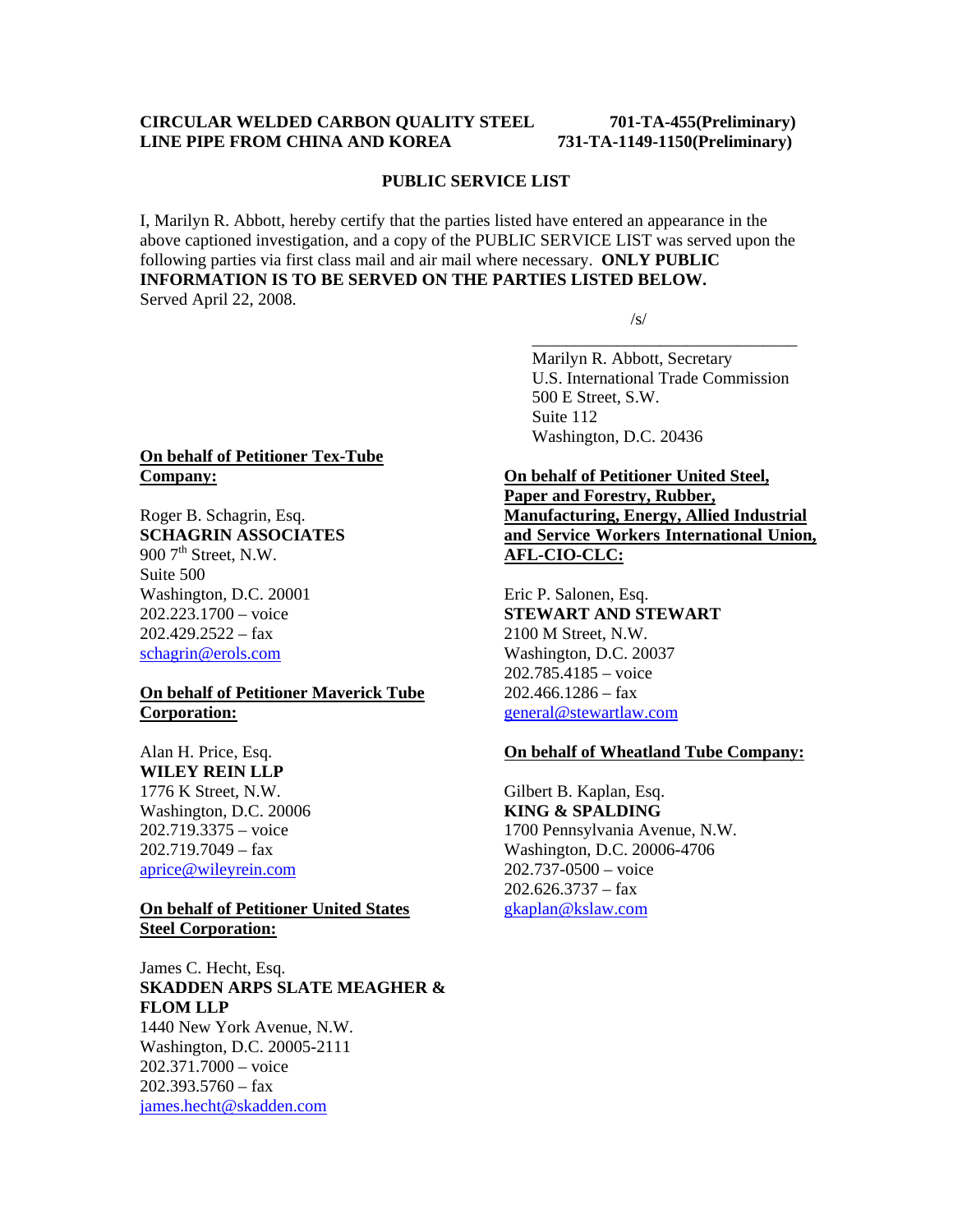**CIRCULAR WELDED CARBON QUALITY STEEL LINE PIPE FROM CHINA AND KOREA**

**701-TA-455(Preliminary)**
**731-TA-1149-1150(Preliminary)**

**PUBLIC SERVICE LIST**

I, Marilyn R. Abbott, hereby certify that the parties listed have entered an appearance in the above captioned investigation, and a copy of the PUBLIC SERVICE LIST was served upon the following parties via first class mail and air mail where necessary. **ONLY PUBLIC INFORMATION IS TO BE SERVED ON THE PARTIES LISTED BELOW.**
Served April 22, 2008.

/s/
\_\_\_\_\_\_\_\_\_\_\_\_\_\_\_\_\_\_\_\_\_\_\_\_\_\_\_\_\_\_\_\_
Marilyn R. Abbott, Secretary
U.S. International Trade Commission
500 E Street, S.W.
Suite 112
Washington, D.C. 20436

**On behalf of Petitioner Tex-Tube Company:**

Roger B. Schagrin, Esq.
**SCHAGRIN ASSOCIATES**
900 7th Street, N.W.
Suite 500
Washington, D.C. 20001
202.223.1700 – voice
202.429.2522 – fax
schagrin@erols.com

**On behalf of Petitioner Maverick Tube Corporation:**

Alan H. Price, Esq.
**WILEY REIN LLP**
1776 K Street, N.W.
Washington, D.C. 20006
202.719.3375 – voice
202.719.7049 – fax
aprice@wileyrein.com

**On behalf of Petitioner United States Steel Corporation:**

James C. Hecht, Esq.
**SKADDEN ARPS SLATE MEAGHER & FLOM LLP**
1440 New York Avenue, N.W.
Washington, D.C. 20005-2111
202.371.7000 – voice
202.393.5760 – fax
james.hecht@skadden.com

**On behalf of Petitioner United Steel, Paper and Forestry, Rubber, Manufacturing, Energy, Allied Industrial and Service Workers International Union, AFL-CIO-CLC:**

Eric P. Salonen, Esq.
**STEWART AND STEWART**
2100 M Street, N.W.
Washington, D.C. 20037
202.785.4185 – voice
202.466.1286 – fax
general@stewartlaw.com

**On behalf of Wheatland Tube Company:**

Gilbert B. Kaplan, Esq.
**KING & SPALDING**
1700 Pennsylvania Avenue, N.W.
Washington, D.C. 20006-4706
202.737-0500 – voice
202.626.3737 – fax
gkaplan@kslaw.com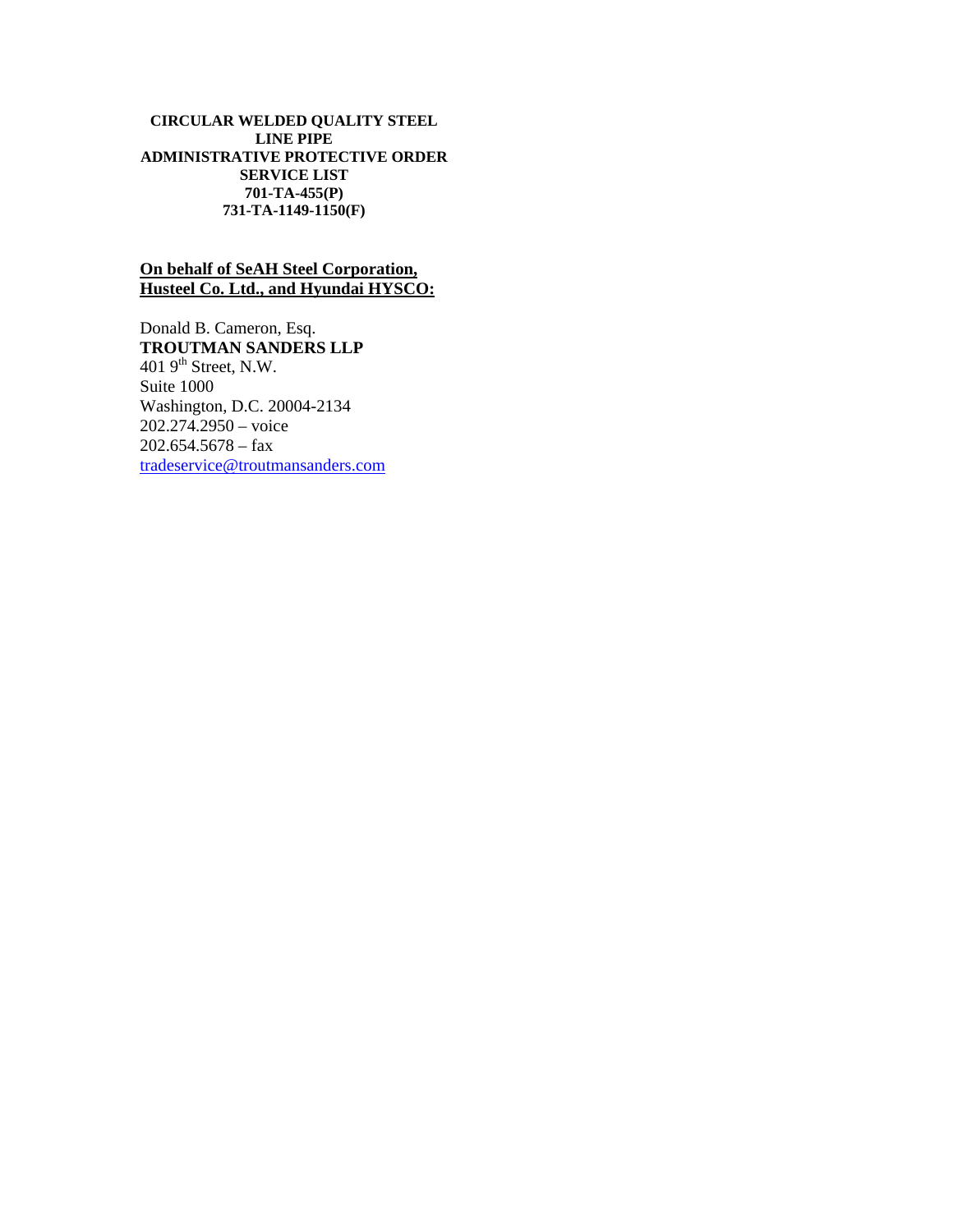**CIRCULAR WELDED QUALITY STEEL LINE PIPE**
**ADMINISTRATIVE PROTECTIVE ORDER SERVICE LIST**
**701-TA-455(P)**
**731-TA-1149-1150(F)**

**On behalf of SeAH Steel Corporation, Husteel Co. Ltd., and Hyundai HYSCO:**

Donald B. Cameron, Esq.
**TROUTMAN SANDERS LLP**
401 9th Street, N.W.
Suite 1000
Washington, D.C. 20004-2134
202.274.2950 – voice
202.654.5678 – fax
tradeservice@troutmansanders.com